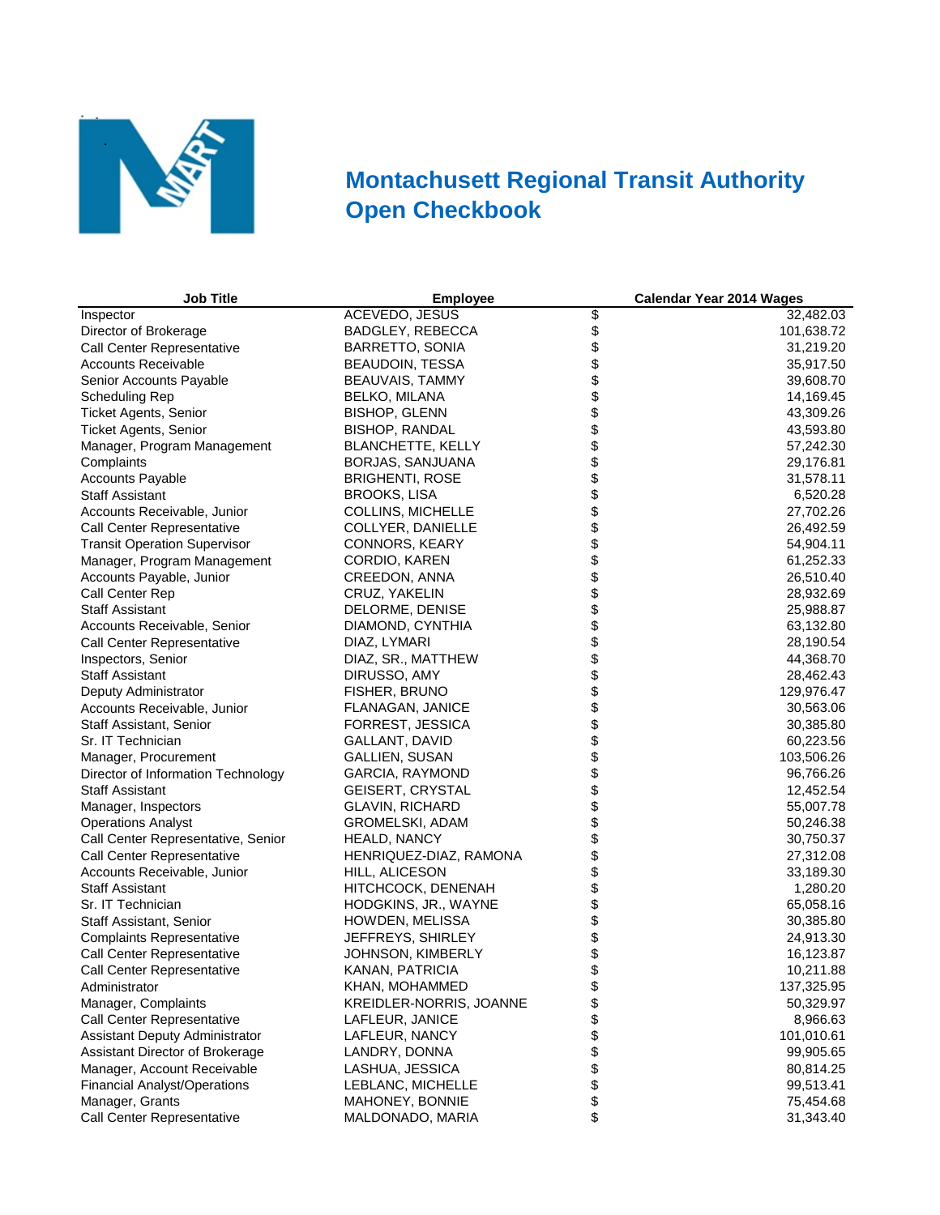# Montachusett Regional Transit Authority Open Checkbook

| Job Title | Employee | | Calendar Year 2014 Wages |
|---|---|---|---|
| Inspector | ACEVEDO, JESUS | $ | 32,482.03 |
| Director of Brokerage | BADGLEY, REBECCA | $ | 101,638.72 |
| Call Center Representative | BARRETTO, SONIA | $ | 31,219.20 |
| Accounts Receivable | BEAUDOIN, TESSA | $ | 35,917.50 |
| Senior Accounts Payable | BEAUVAIS, TAMMY | $ | 39,608.70 |
| Scheduling Rep | BELKO, MILANA | $ | 14,169.45 |
| Ticket Agents, Senior | BISHOP, GLENN | $ | 43,309.26 |
| Ticket Agents, Senior | BISHOP, RANDAL | $ | 43,593.80 |
| Manager, Program Management | BLANCHETTE, KELLY | $ | 57,242.30 |
| Complaints | BORJAS, SANJUANA | $ | 29,176.81 |
| Accounts Payable | BRIGHENTI, ROSE | $ | 31,578.11 |
| Staff Assistant | BROOKS, LISA | $ | 6,520.28 |
| Accounts Receivable, Junior | COLLINS, MICHELLE | $ | 27,702.26 |
| Call Center Representative | COLLYER, DANIELLE | $ | 26,492.59 |
| Transit Operation Supervisor | CONNORS, KEARY | $ | 54,904.11 |
| Manager, Program Management | CORDIO, KAREN | $ | 61,252.33 |
| Accounts Payable, Junior | CREEDON, ANNA | $ | 26,510.40 |
| Call Center Rep | CRUZ, YAKELIN | $ | 28,932.69 |
| Staff Assistant | DELORME, DENISE | $ | 25,988.87 |
| Accounts Receivable, Senior | DIAMOND, CYNTHIA | $ | 63,132.80 |
| Call Center Representative | DIAZ, LYMARI | $ | 28,190.54 |
| Inspectors, Senior | DIAZ, SR., MATTHEW | $ | 44,368.70 |
| Staff Assistant | DIRUSSO, AMY | $ | 28,462.43 |
| Deputy Administrator | FISHER, BRUNO | $ | 129,976.47 |
| Accounts Receivable, Junior | FLANAGAN, JANICE | $ | 30,563.06 |
| Staff Assistant, Senior | FORREST, JESSICA | $ | 30,385.80 |
| Sr. IT Technician | GALLANT, DAVID | $ | 60,223.56 |
| Manager, Procurement | GALLIEN, SUSAN | $ | 103,506.26 |
| Director of Information Technology | GARCIA, RAYMOND | $ | 96,766.26 |
| Staff Assistant | GEISERT, CRYSTAL | $ | 12,452.54 |
| Manager, Inspectors | GLAVIN, RICHARD | $ | 55,007.78 |
| Operations Analyst | GROMELSKI, ADAM | $ | 50,246.38 |
| Call Center Representative, Senior | HEALD, NANCY | $ | 30,750.37 |
| Call Center Representative | HENRIQUEZ-DIAZ, RAMONA | $ | 27,312.08 |
| Accounts Receivable, Junior | HILL, ALICESON | $ | 33,189.30 |
| Staff Assistant | HITCHCOCK, DENENAH | $ | 1,280.20 |
| Sr. IT Technician | HODGKINS, JR., WAYNE | $ | 65,058.16 |
| Staff Assistant, Senior | HOWDEN, MELISSA | $ | 30,385.80 |
| Complaints Representative | JEFFREYS, SHIRLEY | $ | 24,913.30 |
| Call Center Representative | JOHNSON, KIMBERLY | $ | 16,123.87 |
| Call Center Representative | KANAN, PATRICIA | $ | 10,211.88 |
| Administrator | KHAN, MOHAMMED | $ | 137,325.95 |
| Manager, Complaints | KREIDLER-NORRIS, JOANNE | $ | 50,329.97 |
| Call Center Representative | LAFLEUR, JANICE | $ | 8,966.63 |
| Assistant Deputy Administrator | LAFLEUR, NANCY | $ | 101,010.61 |
| Assistant Director of Brokerage | LANDRY, DONNA | $ | 99,905.65 |
| Manager, Account Receivable | LASHUA, JESSICA | $ | 80,814.25 |
| Financial Analyst/Operations | LEBLANC, MICHELLE | $ | 99,513.41 |
| Manager, Grants | MAHONEY, BONNIE | $ | 75,454.68 |
| Call Center Representative | MALDONADO, MARIA | $ | 31,343.40 |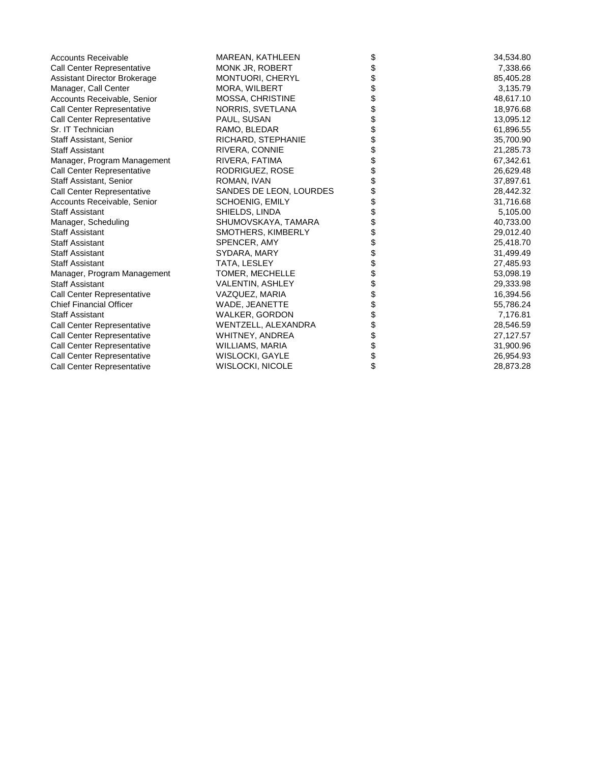| | | | |
|---|---|---|---|
| Accounts Receivable | MAREAN, KATHLEEN | $ | 34,534.80 |
| Call Center Representative | MONK JR, ROBERT | $ | 7,338.66 |
| Assistant Director Brokerage | MONTUORI, CHERYL | $ | 85,405.28 |
| Manager, Call Center | MORA, WILBERT | $ | 3,135.79 |
| Accounts Receivable, Senior | MOSSA, CHRISTINE | $ | 48,617.10 |
| Call Center Representative | NORRIS, SVETLANA | $ | 18,976.68 |
| Call Center Representative | PAUL, SUSAN | $ | 13,095.12 |
| Sr. IT Technician | RAMO, BLEDAR | $ | 61,896.55 |
| Staff Assistant, Senior | RICHARD, STEPHANIE | $ | 35,700.90 |
| Staff Assistant | RIVERA, CONNIE | $ | 21,285.73 |
| Manager, Program Management | RIVERA, FATIMA | $ | 67,342.61 |
| Call Center Representative | RODRIGUEZ, ROSE | $ | 26,629.48 |
| Staff Assistant, Senior | ROMAN, IVAN | $ | 37,897.61 |
| Call Center Representative | SANDES DE LEON, LOURDES | $ | 28,442.32 |
| Accounts Receivable, Senior | SCHOENIG, EMILY | $ | 31,716.68 |
| Staff Assistant | SHIELDS, LINDA | $ | 5,105.00 |
| Manager, Scheduling | SHUMOVSKAYA, TAMARA | $ | 40,733.00 |
| Staff Assistant | SMOTHERS, KIMBERLY | $ | 29,012.40 |
| Staff Assistant | SPENCER, AMY | $ | 25,418.70 |
| Staff Assistant | SYDARA, MARY | $ | 31,499.49 |
| Staff Assistant | TATA, LESLEY | $ | 27,485.93 |
| Manager, Program Management | TOMER, MECHELLE | $ | 53,098.19 |
| Staff Assistant | VALENTIN, ASHLEY | $ | 29,333.98 |
| Call Center Representative | VAZQUEZ, MARIA | $ | 16,394.56 |
| Chief Financial Officer | WADE, JEANETTE | $ | 55,786.24 |
| Staff Assistant | WALKER, GORDON | $ | 7,176.81 |
| Call Center Representative | WENTZELL, ALEXANDRA | $ | 28,546.59 |
| Call Center Representative | WHITNEY, ANDREA | $ | 27,127.57 |
| Call Center Representative | WILLIAMS, MARIA | $ | 31,900.96 |
| Call Center Representative | WISLOCKI, GAYLE | $ | 26,954.93 |
| Call Center Representative | WISLOCKI, NICOLE | $ | 28,873.28 |